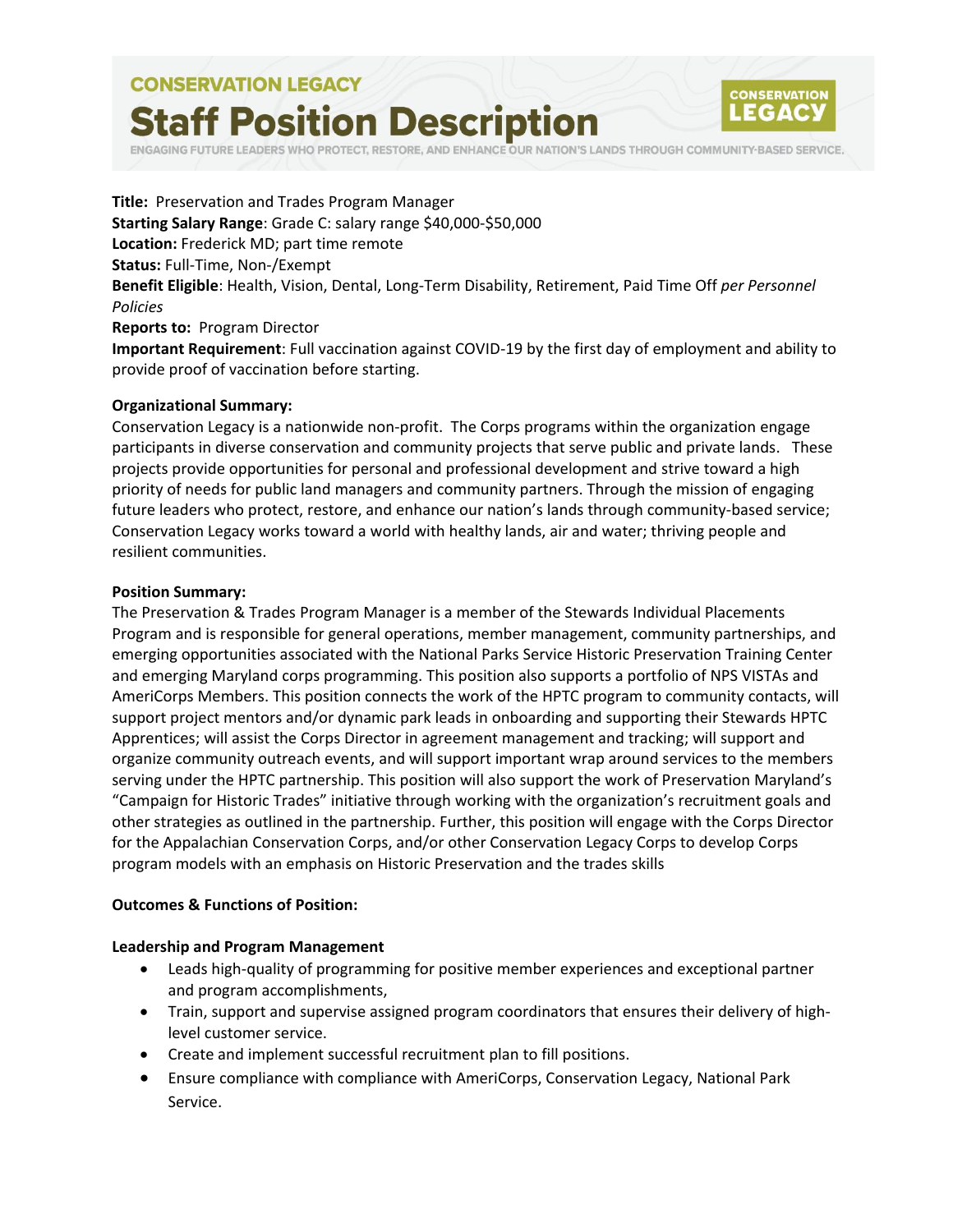CONSERVATION LEGACY

# Staff Position Description

ENGAGING FUTURE LEADERS WHO PROTECT, RESTORE, AND ENHANCE OUR NATION'S LANDS THROUGH COMMUNITY-BASED SERVICE.

**Title:** Preservation and Trades Program Manager
**Starting Salary Range**: Grade C: salary range $40,000-$50,000
**Location:** Frederick MD; part time remote
**Status:** Full-Time, Non-/Exempt
**Benefit Eligible**: Health, Vision, Dental, Long-Term Disability, Retirement, Paid Time Off *per Personnel Policies*
**Reports to:** Program Director
**Important Requirement**: Full vaccination against COVID-19 by the first day of employment and ability to provide proof of vaccination before starting.

**Organizational Summary:**
Conservation Legacy is a nationwide non-profit. The Corps programs within the organization engage participants in diverse conservation and community projects that serve public and private lands. These projects provide opportunities for personal and professional development and strive toward a high priority of needs for public land managers and community partners. Through the mission of engaging future leaders who protect, restore, and enhance our nation's lands through community-based service; Conservation Legacy works toward a world with healthy lands, air and water; thriving people and resilient communities.

**Position Summary:**
The Preservation & Trades Program Manager is a member of the Stewards Individual Placements Program and is responsible for general operations, member management, community partnerships, and emerging opportunities associated with the National Parks Service Historic Preservation Training Center and emerging Maryland corps programming. This position also supports a portfolio of NPS VISTAs and AmeriCorps Members. This position connects the work of the HPTC program to community contacts, will support project mentors and/or dynamic park leads in onboarding and supporting their Stewards HPTC Apprentices; will assist the Corps Director in agreement management and tracking; will support and organize community outreach events, and will support important wrap around services to the members serving under the HPTC partnership. This position will also support the work of Preservation Maryland's "Campaign for Historic Trades" initiative through working with the organization's recruitment goals and other strategies as outlined in the partnership. Further, this position will engage with the Corps Director for the Appalachian Conservation Corps, and/or other Conservation Legacy Corps to develop Corps program models with an emphasis on Historic Preservation and the trades skills

**Outcomes & Functions of Position:**

**Leadership and Program Management**

- Leads high-quality of programming for positive member experiences and exceptional partner and program accomplishments,
- Train, support and supervise assigned program coordinators that ensures their delivery of high-level customer service.
- Create and implement successful recruitment plan to fill positions.
- Ensure compliance with compliance with AmeriCorps, Conservation Legacy, National Park Service.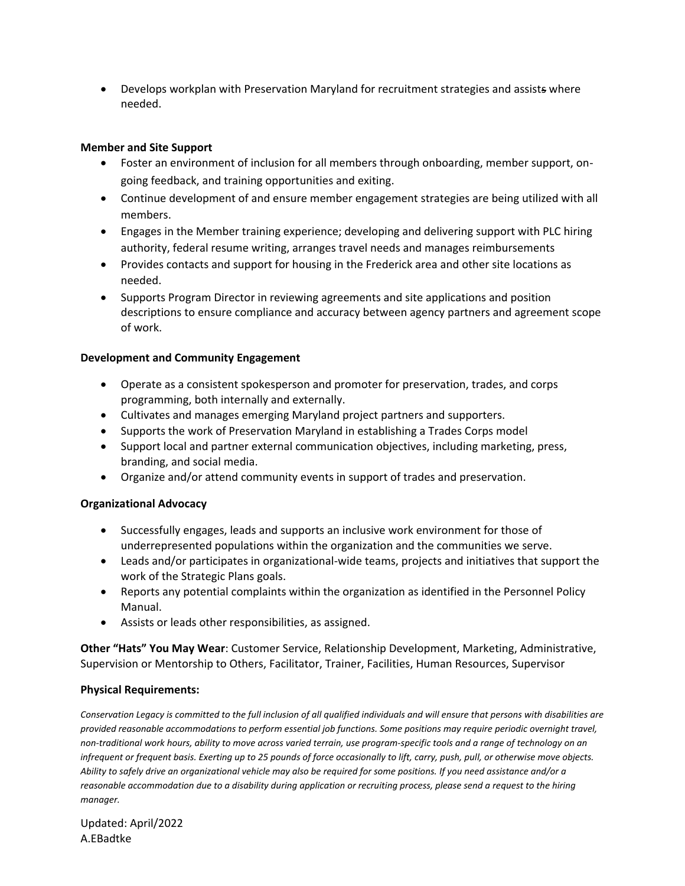- Develops workplan with Preservation Maryland for recruitment strategies and assists where needed.

**Member and Site Support**

- Foster an environment of inclusion for all members through onboarding, member support, on-going feedback, and training opportunities and exiting.
- Continue development of and ensure member engagement strategies are being utilized with all members.
- Engages in the Member training experience; developing and delivering support with PLC hiring authority, federal resume writing, arranges travel needs and manages reimbursements
- Provides contacts and support for housing in the Frederick area and other site locations as needed.
- Supports Program Director in reviewing agreements and site applications and position descriptions to ensure compliance and accuracy between agency partners and agreement scope of work.

**Development and Community Engagement**

- Operate as a consistent spokesperson and promoter for preservation, trades, and corps programming, both internally and externally.
- Cultivates and manages emerging Maryland project partners and supporters.
- Supports the work of Preservation Maryland in establishing a Trades Corps model
- Support local and partner external communication objectives, including marketing, press, branding, and social media.
- Organize and/or attend community events in support of trades and preservation.

**Organizational Advocacy**

- Successfully engages, leads and supports an inclusive work environment for those of underrepresented populations within the organization and the communities we serve.
- Leads and/or participates in organizational-wide teams, projects and initiatives that support the work of the Strategic Plans goals.
- Reports any potential complaints within the organization as identified in the Personnel Policy Manual.
- Assists or leads other responsibilities, as assigned.

**Other "Hats" You May Wear**: Customer Service, Relationship Development, Marketing, Administrative, Supervision or Mentorship to Others, Facilitator, Trainer, Facilities, Human Resources, Supervisor

**Physical Requirements:**

*Conservation Legacy is committed to the full inclusion of all qualified individuals and will ensure that persons with disabilities are provided reasonable accommodations to perform essential job functions. Some positions may require periodic overnight travel, non-traditional work hours, ability to move across varied terrain, use program-specific tools and a range of technology on an infrequent or frequent basis. Exerting up to 25 pounds of force occasionally to lift, carry, push, pull, or otherwise move objects. Ability to safely drive an organizational vehicle may also be required for some positions. If you need assistance and/or a reasonable accommodation due to a disability during application or recruiting process, please send a request to the hiring manager.*

Updated: April/2022
A.EBadtke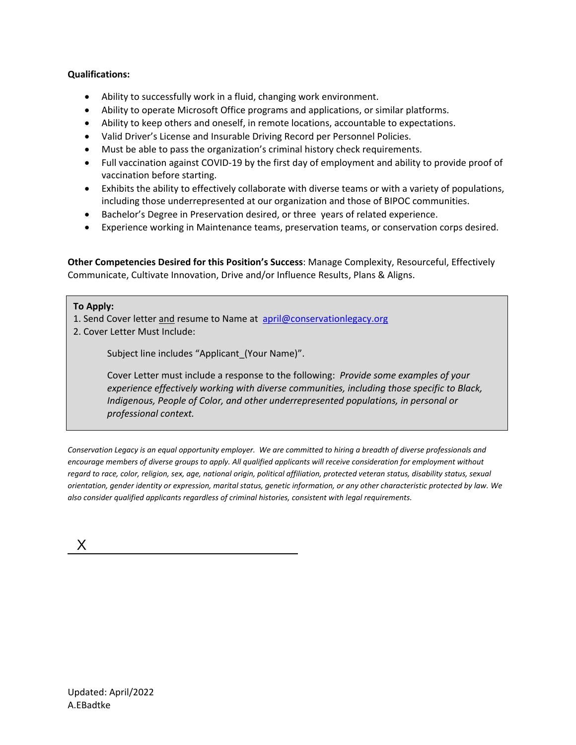**Qualifications:**

- Ability to successfully work in a fluid, changing work environment.
- Ability to operate Microsoft Office programs and applications, or similar platforms.
- Ability to keep others and oneself, in remote locations, accountable to expectations.
- Valid Driver's License and Insurable Driving Record per Personnel Policies.
- Must be able to pass the organization's criminal history check requirements.
- Full vaccination against COVID-19 by the first day of employment and ability to provide proof of vaccination before starting.
- Exhibits the ability to effectively collaborate with diverse teams or with a variety of populations, including those underrepresented at our organization and those of BIPOC communities.
- Bachelor's Degree in Preservation desired, or three years of related experience.
- Experience working in Maintenance teams, preservation teams, or conservation corps desired.

**Other Competencies Desired for this Position's Success**: Manage Complexity, Resourceful, Effectively Communicate, Cultivate Innovation, Drive and/or Influence Results, Plans & Aligns.

**To Apply:**

1. Send Cover letter and resume to Name at april@conservationlegacy.org
2. Cover Letter Must Include:

    Subject line includes "Applicant_(Your Name)".

    Cover Letter must include a response to the following: *Provide some examples of your experience effectively working with diverse communities, including those specific to Black, Indigenous, People of Color, and other underrepresented populations, in personal or professional context.*

*Conservation Legacy is an equal opportunity employer. We are committed to hiring a breadth of diverse professionals and encourage members of diverse groups to apply. All qualified applicants will receive consideration for employment without regard to race, color, religion, sex, age, national origin, political affiliation, protected veteran status, disability status, sexual orientation, gender identity or expression, marital status, genetic information, or any other characteristic protected by law. We also consider qualified applicants regardless of criminal histories, consistent with legal requirements.*

X ______________________________

Updated: April/2022
A.EBadtke